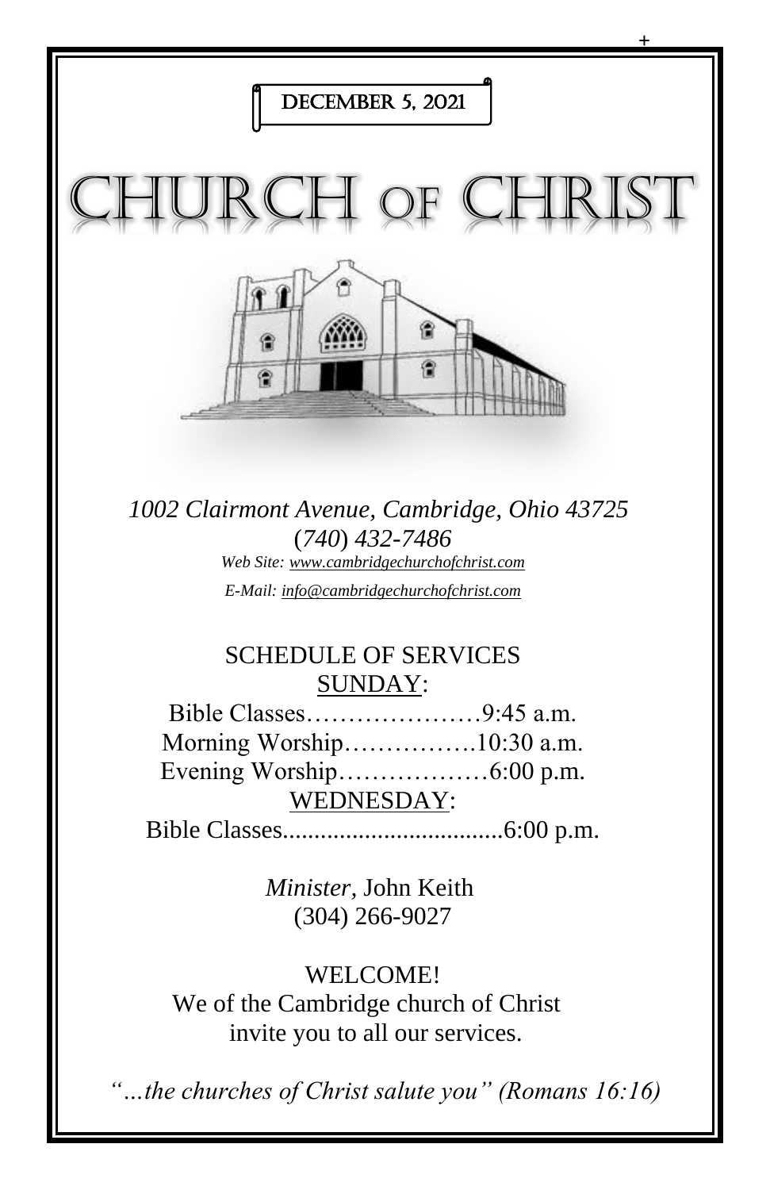DECEMBER 5, 2021

# CHURCH OF CHRIST

*1002 Clairmont Avenue, Cambridge, Ohio 43725*
*(740) 432-7486*
*Web Site: www.cambridgechurchofchrist.com*
*E-Mail: info@cambridgechurchofchrist.com*

## SCHEDULE OF SERVICES

SUNDAY:

Bible Classes…………………9:45 a.m.
Morning Worship…………….10:30 a.m.
Evening Worship………………6:00 p.m.

WEDNESDAY:

Bible Classes...................................6:00 p.m.

*Minister,* John Keith
(304) 266-9027

WELCOME!
We of the Cambridge church of Christ invite you to all our services.

*"…the churches of Christ salute you" (Romans 16:16)*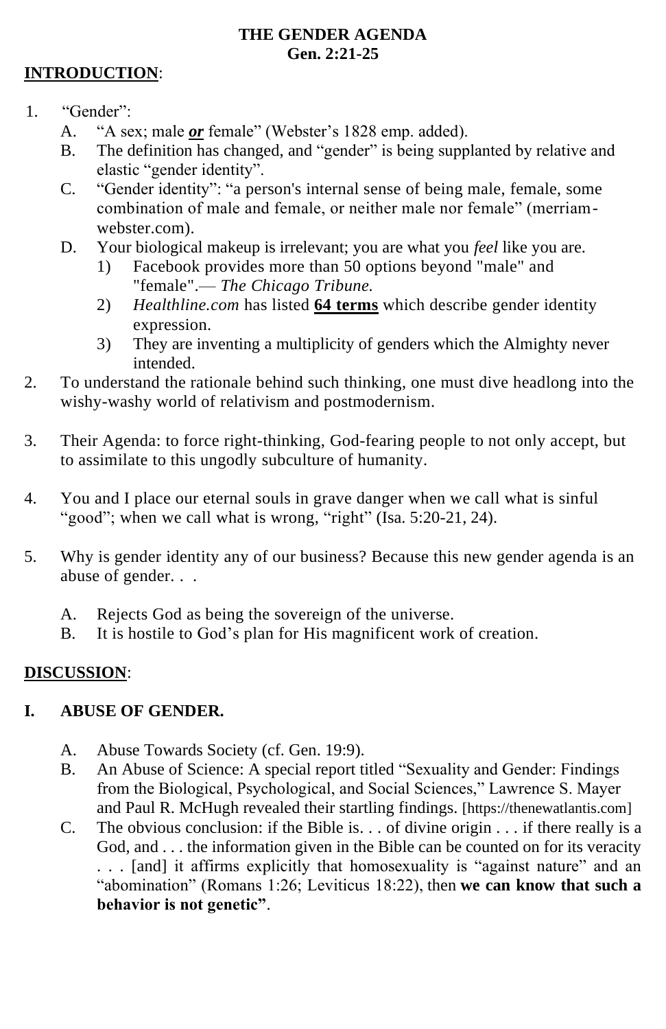**THE GENDER AGENDA**
**Gen. 2:21-25**

**<u>INTRODUCTION</u>**:

1. "Gender":
   - A. "A sex; male ***<u>or</u>*** female" (Webster's 1828 emp. added).
   - B. The definition has changed, and "gender" is being supplanted by relative and elastic "gender identity".
   - C. "Gender identity": "a person's internal sense of being male, female, some combination of male and female, or neither male nor female" (merriam-webster.com).
   - D. Your biological makeup is irrelevant; you are what you *feel* like you are.
     1) Facebook provides more than 50 options beyond "male" and "female".— *The Chicago Tribune.*
     2) *Healthline.com* has listed **<u>64 terms</u>** which describe gender identity expression.
     3) They are inventing a multiplicity of genders which the Almighty never intended.
2. To understand the rationale behind such thinking, one must dive headlong into the wishy-washy world of relativism and postmodernism.
3. Their Agenda: to force right-thinking, God-fearing people to not only accept, but to assimilate to this ungodly subculture of humanity.
4. You and I place our eternal souls in grave danger when we call what is sinful "good"; when we call what is wrong, "right" (Isa. 5:20-21, 24).
5. Why is gender identity any of our business? Because this new gender agenda is an abuse of gender. . .
   - A. Rejects God as being the sovereign of the universe.
   - B. It is hostile to God's plan for His magnificent work of creation.

**<u>DISCUSSION</u>**:

## I. ABUSE OF GENDER.

- A. Abuse Towards Society (cf. Gen. 19:9).
- B. An Abuse of Science: A special report titled "Sexuality and Gender: Findings from the Biological, Psychological, and Social Sciences," Lawrence S. Mayer and Paul R. McHugh revealed their startling findings. [https://thenewatlantis.com]
- C. The obvious conclusion: if the Bible is. . . of divine origin . . . if there really is a God, and . . . the information given in the Bible can be counted on for its veracity . . . [and] it affirms explicitly that homosexuality is "against nature" and an "abomination" (Romans 1:26; Leviticus 18:22), then **we can know that such a behavior is not genetic"**.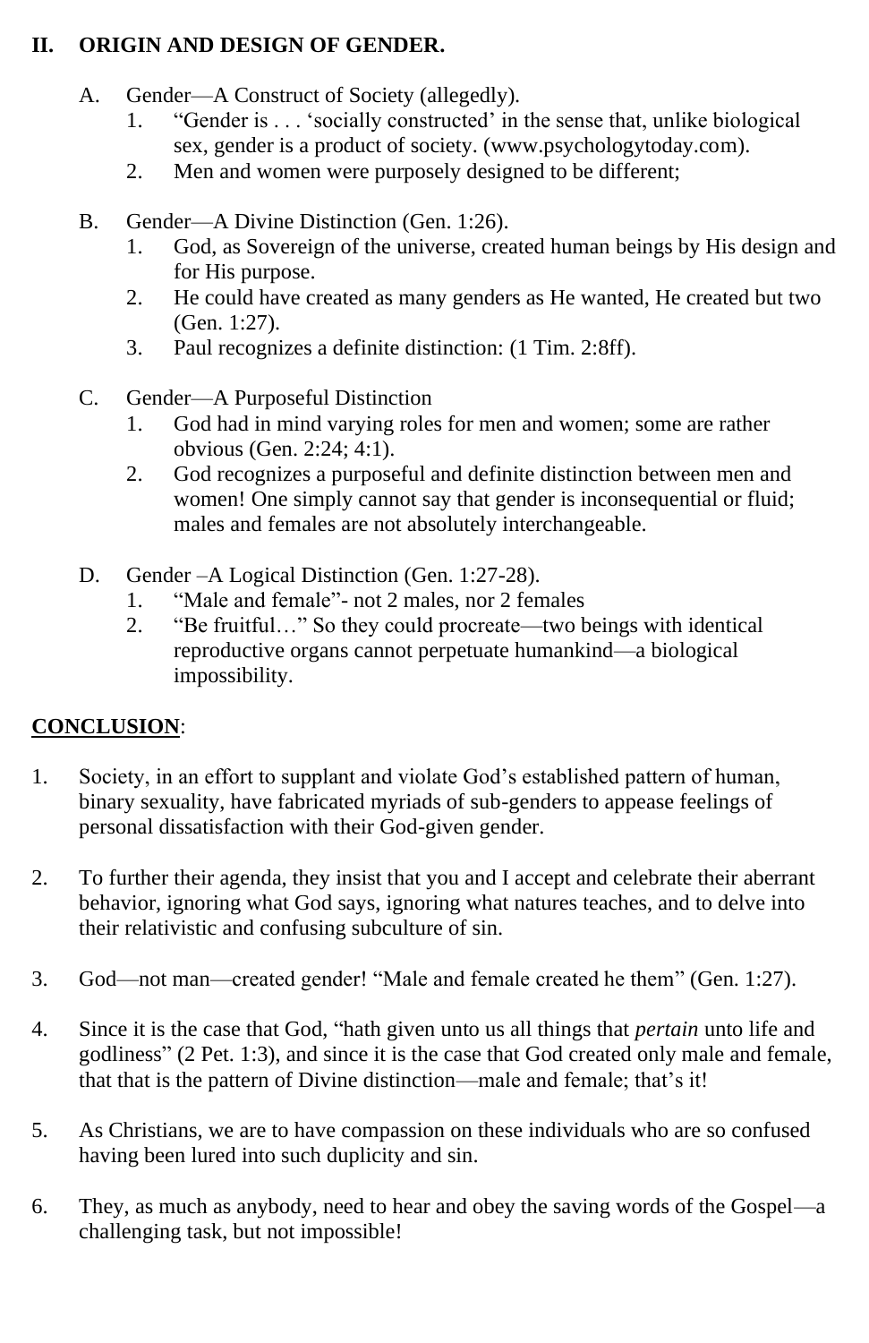## II. ORIGIN AND DESIGN OF GENDER.

A. Gender—A Construct of Society (allegedly).
   1. “Gender is . . . ‘socially constructed’ in the sense that, unlike biological sex, gender is a product of society. (www.psychologytoday.com).
   2. Men and women were purposely designed to be different;

B. Gender—A Divine Distinction (Gen. 1:26).
   1. God, as Sovereign of the universe, created human beings by His design and for His purpose.
   2. He could have created as many genders as He wanted, He created but two (Gen. 1:27).
   3. Paul recognizes a definite distinction: (1 Tim. 2:8ff).

C. Gender—A Purposeful Distinction
   1. God had in mind varying roles for men and women; some are rather obvious (Gen. 2:24; 4:1).
   2. God recognizes a purposeful and definite distinction between men and women! One simply cannot say that gender is inconsequential or fluid; males and females are not absolutely interchangeable.

D. Gender –A Logical Distinction (Gen. 1:27-28).
   1. “Male and female”- not 2 males, nor 2 females
   2. “Be fruitful…” So they could procreate—two beings with identical reproductive organs cannot perpetuate humankind—a biological impossibility.

**<u>CONCLUSION</u>**:

1. Society, in an effort to supplant and violate God’s established pattern of human, binary sexuality, have fabricated myriads of sub-genders to appease feelings of personal dissatisfaction with their God-given gender.

2. To further their agenda, they insist that you and I accept and celebrate their aberrant behavior, ignoring what God says, ignoring what natures teaches, and to delve into their relativistic and confusing subculture of sin.

3. God—not man—created gender! “Male and female created he them” (Gen. 1:27).

4. Since it is the case that God, “hath given unto us all things that *pertain* unto life and godliness” (2 Pet. 1:3), and since it is the case that God created only male and female, that that is the pattern of Divine distinction—male and female; that’s it!

5. As Christians, we are to have compassion on these individuals who are so confused having been lured into such duplicity and sin.

6. They, as much as anybody, need to hear and obey the saving words of the Gospel—a challenging task, but not impossible!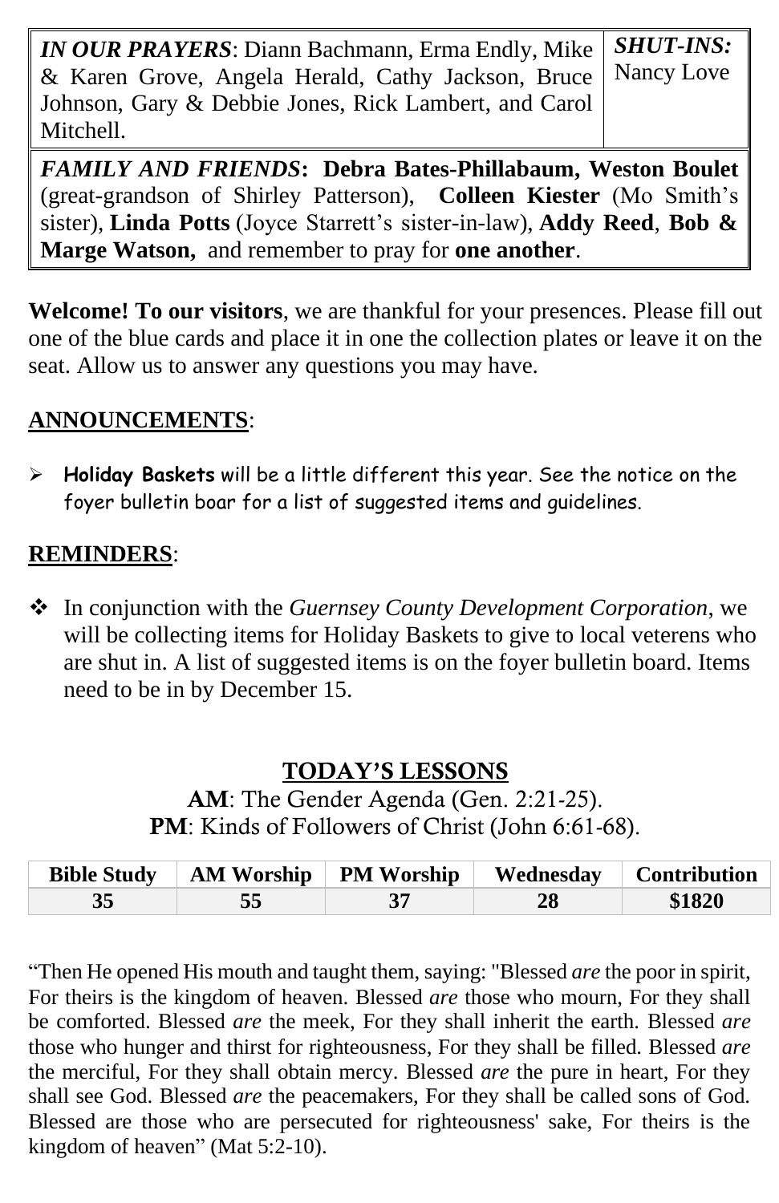***IN OUR PRAYERS***: Diann Bachmann, Erma Endly, Mike & Karen Grove, Angela Herald, Cathy Jackson, Bruce Johnson, Gary & Debbie Jones, Rick Lambert, and Carol Mitchell.

***SHUT-INS:*** Nancy Love

***FAMILY AND FRIENDS*****: Debra Bates-Phillabaum, Weston Boulet** (great-grandson of Shirley Patterson), **Colleen Kiester** (Mo Smith's sister), **Linda Potts** (Joyce Starrett's sister-in-law), **Addy Reed**, **Bob & Marge Watson,** and remember to pray for **one another**.

**Welcome! To our visitors**, we are thankful for your presences. Please fill out one of the blue cards and place it in one the collection plates or leave it on the seat. Allow us to answer any questions you may have.

## ANNOUNCEMENTS:

- **Holiday Baskets** will be a little different this year. See the notice on the foyer bulletin boar for a list of suggested items and guidelines.

## REMINDERS:

- In conjunction with the *Guernsey County Development Corporation*, we will be collecting items for Holiday Baskets to give to local veterens who are shut in. A list of suggested items is on the foyer bulletin board. Items need to be in by December 15.

## TODAY'S LESSONS

**AM**: The Gender Agenda (Gen. 2:21-25).
**PM**: Kinds of Followers of Christ (John 6:61-68).

| Bible Study | AM Worship | PM Worship | Wednesday | Contribution |
|---|---|---|---|---|
| 35 | 55 | 37 | 28 | $1820 |

"Then He opened His mouth and taught them, saying: "Blessed *are* the poor in spirit, For theirs is the kingdom of heaven. Blessed *are* those who mourn, For they shall be comforted. Blessed *are* the meek, For they shall inherit the earth. Blessed *are* those who hunger and thirst for righteousness, For they shall be filled. Blessed *are* the merciful, For they shall obtain mercy. Blessed *are* the pure in heart, For they shall see God. Blessed *are* the peacemakers, For they shall be called sons of God. Blessed are those who are persecuted for righteousness' sake, For theirs is the kingdom of heaven" (Mat 5:2-10).